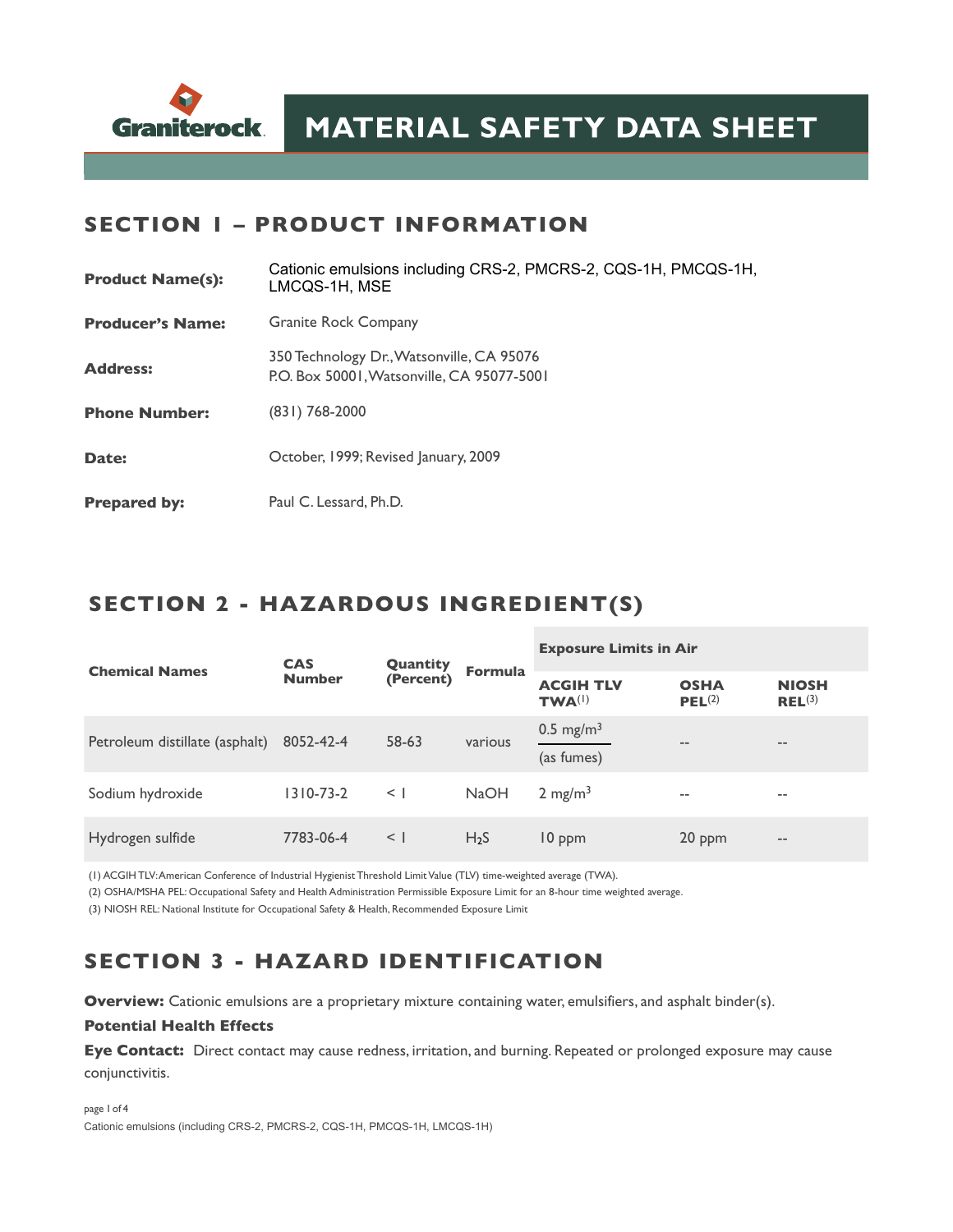# MATERIAL SAFETY DATA SHEET

## SECTION 1 – PRODUCT INFORMATION

**Product Name(s):** Cationic emulsions including CRS-2, PMCRS-2, CQS-1H, PMCQS-1H, LMCQS-1H, MSE

**Producer's Name:** Granite Rock Company

**Address:** 350 Technology Dr., Watsonville, CA 95076
P.O. Box 50001, Watsonville, CA 95077-5001

**Phone Number:** (831) 768-2000

**Date:** October, 1999; Revised January, 2009

**Prepared by:** Paul C. Lessard, Ph.D.

## SECTION 2 - HAZARDOUS INGREDIENT(S)

| Chemical Names | CAS Number | Quantity (Percent) | Formula | Exposure Limits in Air | | |
|---|---|---|---|---|---|---|
| | | | | ACGIH TLV TWA(1) | OSHA PEL(2) | NIOSH REL(3) |
| Petroleum distillate (asphalt) | 8052-42-4 | 58-63 | various | 0.5 $mg/m^3$ (as fumes) | -- | -- |
| Sodium hydroxide | 1310-73-2 | < 1 | NaOH | 2 $mg/m^3$ | -- | -- |
| Hydrogen sulfide | 7783-06-4 | < 1 | $H_2S$ | 10 ppm | 20 ppm | -- |

(1) ACGIH TLV: American Conference of Industrial Hygienist Threshold Limit Value (TLV) time-weighted average (TWA).
(2) OSHA/MSHA PEL: Occupational Safety and Health Administration Permissible Exposure Limit for an 8-hour time weighted average.
(3) NIOSH REL: National Institute for Occupational Safety & Health, Recommended Exposure Limit

## SECTION 3 - HAZARD IDENTIFICATION

**Overview:** Cationic emulsions are a proprietary mixture containing water, emulsifiers, and asphalt binder(s).

**Potential Health Effects**

**Eye Contact:** Direct contact may cause redness, irritation, and burning. Repeated or prolonged exposure may cause conjunctivitis.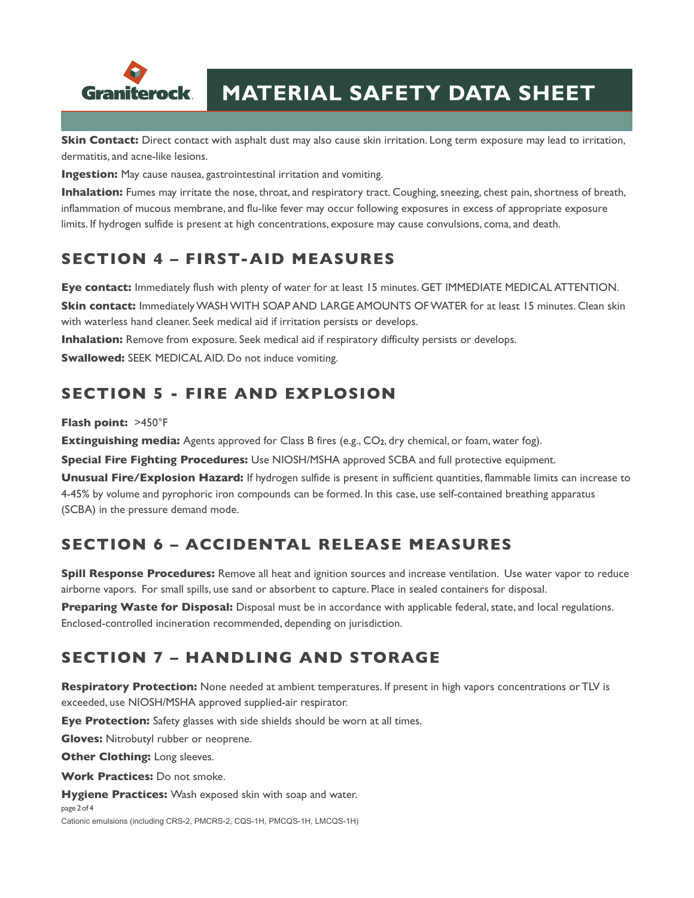**Skin Contact:** Direct contact with asphalt dust may also cause skin irritation. Long term exposure may lead to irritation, dermatitis, and acne-like lesions.

**Ingestion:** May cause nausea, gastrointestinal irritation and vomiting.

**Inhalation:** Fumes may irritate the nose, throat, and respiratory tract. Coughing, sneezing, chest pain, shortness of breath, inflammation of mucous membrane, and flu-like fever may occur following exposures in excess of appropriate exposure limits. If hydrogen sulfide is present at high concentrations, exposure may cause convulsions, coma, and death.

## SECTION 4 – FIRST-AID MEASURES

**Eye contact:** Immediately flush with plenty of water for at least 15 minutes. GET IMMEDIATE MEDICAL ATTENTION.

**Skin contact:** Immediately WASH WITH SOAP AND LARGE AMOUNTS OF WATER for at least 15 minutes. Clean skin with waterless hand cleaner. Seek medical aid if irritation persists or develops.

**Inhalation:** Remove from exposure. Seek medical aid if respiratory difficulty persists or develops.

**Swallowed:** SEEK MEDICAL AID. Do not induce vomiting.

## SECTION 5 - FIRE AND EXPLOSION

**Flash point:** >450°F

**Extinguishing media:** Agents approved for Class B fires (e.g., $CO_2$, dry chemical, or foam, water fog).

**Special Fire Fighting Procedures:** Use NIOSH/MSHA approved SCBA and full protective equipment.

**Unusual Fire/Explosion Hazard:** If hydrogen sulfide is present in sufficient quantities, flammable limits can increase to 4-45% by volume and pyrophoric iron compounds can be formed. In this case, use self-contained breathing apparatus (SCBA) in the pressure demand mode.

## SECTION 6 – ACCIDENTAL RELEASE MEASURES

**Spill Response Procedures:** Remove all heat and ignition sources and increase ventilation. Use water vapor to reduce airborne vapors. For small spills, use sand or absorbent to capture. Place in sealed containers for disposal.

**Preparing Waste for Disposal:** Disposal must be in accordance with applicable federal, state, and local regulations. Enclosed-controlled incineration recommended, depending on jurisdiction.

## SECTION 7 – HANDLING AND STORAGE

**Respiratory Protection:** None needed at ambient temperatures. If present in high vapors concentrations or TLV is exceeded, use NIOSH/MSHA approved supplied-air respirator.

**Eye Protection:** Safety glasses with side shields should be worn at all times.

**Gloves:** Nitrobutyl rubber or neoprene.

**Other Clothing:** Long sleeves.

**Work Practices:** Do not smoke.

**Hygiene Practices:** Wash exposed skin with soap and water.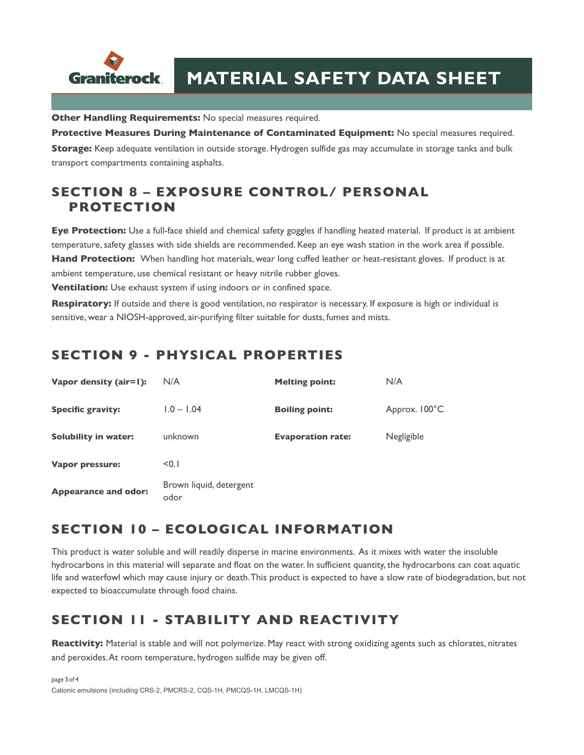**Other Handling Requirements:** No special measures required.

**Protective Measures During Maintenance of Contaminated Equipment:** No special measures required.

**Storage:** Keep adequate ventilation in outside storage. Hydrogen sulfide gas may accumulate in storage tanks and bulk transport compartments containing asphalts.

## SECTION 8 – EXPOSURE CONTROL/ PERSONAL PROTECTION

**Eye Protection:** Use a full-face shield and chemical safety goggles if handling heated material. If product is at ambient temperature, safety glasses with side shields are recommended. Keep an eye wash station in the work area if possible.

**Hand Protection:** When handling hot materials, wear long cuffed leather or heat-resistant gloves. If product is at ambient temperature, use chemical resistant or heavy nitrile rubber gloves.

**Ventilation:** Use exhaust system if using indoors or in confined space.

**Respiratory:** If outside and there is good ventilation, no respirator is necessary. If exposure is high or individual is sensitive, wear a NIOSH-approved, air-purifying filter suitable for dusts, fumes and mists.

## SECTION 9 - PHYSICAL PROPERTIES

| | | | |
|---|---|---|---|
| **Vapor density (air=1):** | N/A | **Melting point:** | N/A |
| **Specific gravity:** | 1.0 – 1.04 | **Boiling point:** | Approx. 100°C |
| **Solubility in water:** | unknown | **Evaporation rate:** | Negligible |
| **Vapor pressure:** | <0.1 | | |
| **Appearance and odor:** | Brown liquid, detergent odor | | |

## SECTION 10 – ECOLOGICAL INFORMATION

This product is water soluble and will readily disperse in marine environments. As it mixes with water the insoluble hydrocarbons in this material will separate and float on the water. In sufficient quantity, the hydrocarbons can coat aquatic life and waterfowl which may cause injury or death. This product is expected to have a slow rate of biodegradation, but not expected to bioaccumulate through food chains.

## SECTION 11 - STABILITY AND REACTIVITY

**Reactivity:** Material is stable and will not polymerize. May react with strong oxidizing agents such as chlorates, nitrates and peroxides. At room temperature, hydrogen sulfide may be given off.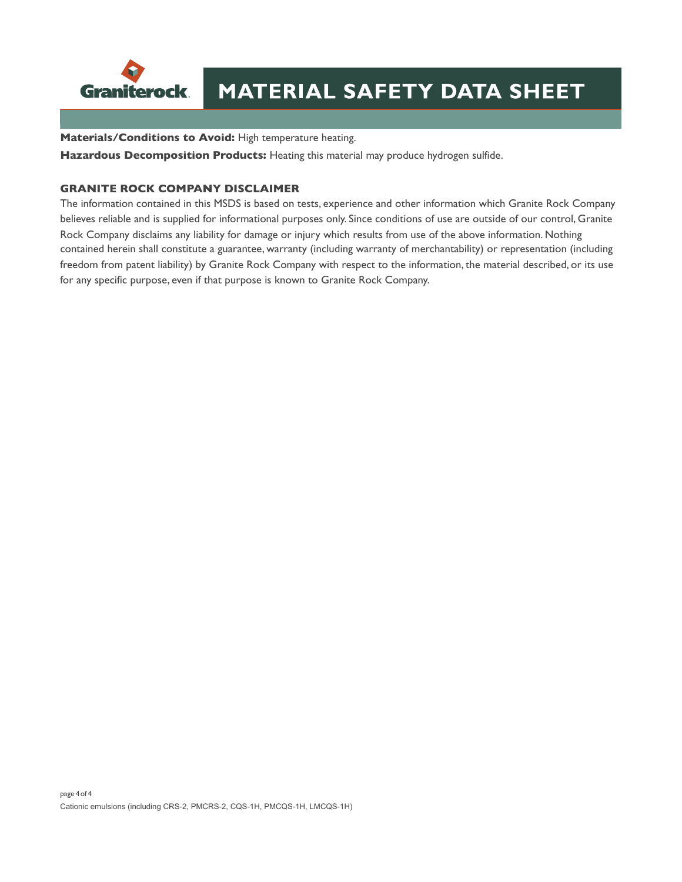**Materials/Conditions to Avoid:** High temperature heating.

**Hazardous Decomposition Products:** Heating this material may produce hydrogen sulfide.

### GRANITE ROCK COMPANY DISCLAIMER

The information contained in this MSDS is based on tests, experience and other information which Granite Rock Company believes reliable and is supplied for informational purposes only. Since conditions of use are outside of our control, Granite Rock Company disclaims any liability for damage or injury which results from use of the above information. Nothing contained herein shall constitute a guarantee, warranty (including warranty of merchantability) or representation (including freedom from patent liability) by Granite Rock Company with respect to the information, the material described, or its use for any specific purpose, even if that purpose is known to Granite Rock Company.